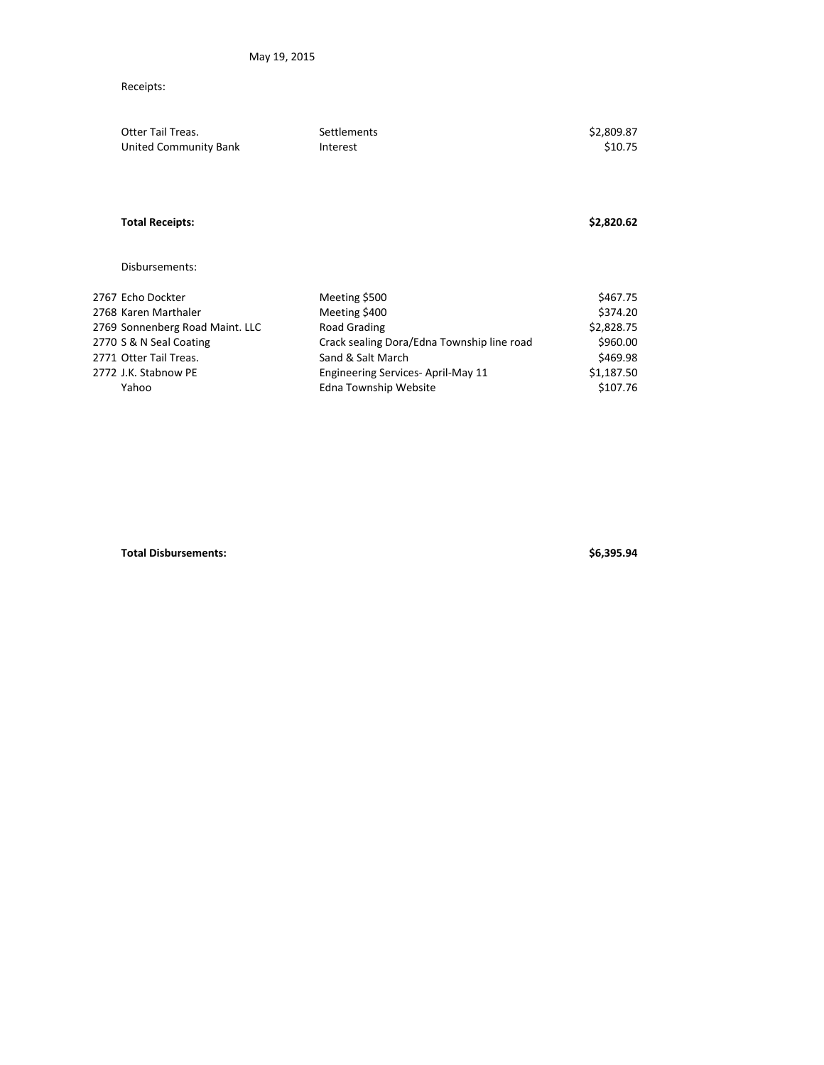May 19, 2015

Receipts:

| | | |
|---|---|---|
| Otter Tail Treas. | Settlements | $2,809.87 |
| United Community Bank | Interest | $10.75 |
| **Total Receipts:** | | **$2,820.62** |

Disbursements:

| | | | |
|---|---|---|---|
| 2767 | Echo Dockter | Meeting $500 | $467.75 |
| 2768 | Karen Marthaler | Meeting $400 | $374.20 |
| 2769 | Sonnenberg Road Maint. LLC | Road Grading | $2,828.75 |
| 2770 | S & N Seal Coating | Crack sealing Dora/Edna Township line road | $960.00 |
| 2771 | Otter Tail Treas. | Sand & Salt March | $469.98 |
| 2772 | J.K. Stabnow PE | Engineering Services- April-May 11 | $1,187.50 |
| | Yahoo | Edna Township Website | $107.76 |
| | **Total Disbursements:** | | **$6,395.94** |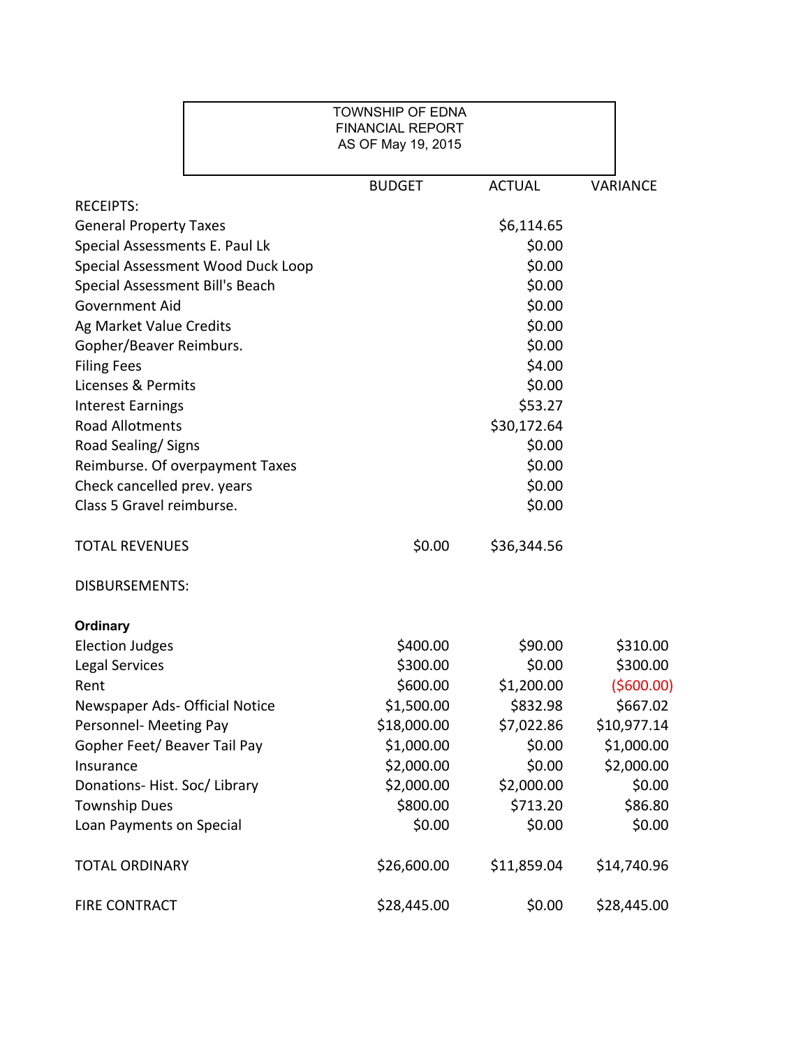TOWNSHIP OF EDNA
FINANCIAL REPORT
AS OF May 19, 2015

| | BUDGET | ACTUAL | VARIANCE |
|---|---|---|---|
| RECEIPTS: | | | |
| General Property Taxes | | $6,114.65 | |
| Special Assessments E. Paul Lk | | $0.00 | |
| Special Assessment Wood Duck Loop | | $0.00 | |
| Special Assessment Bill's Beach | | $0.00 | |
| Government Aid | | $0.00 | |
| Ag Market Value Credits | | $0.00 | |
| Gopher/Beaver Reimburs. | | $0.00 | |
| Filing Fees | | $4.00 | |
| Licenses & Permits | | $0.00 | |
| Interest Earnings | | $53.27 | |
| Road Allotments | | $30,172.64 | |
| Road Sealing/ Signs | | $0.00 | |
| Reimburse. Of overpayment Taxes | | $0.00 | |
| Check cancelled prev. years | | $0.00 | |
| Class 5 Gravel reimburse. | | $0.00 | |
| TOTAL REVENUES | $0.00 | $36,344.56 | |
| DISBURSEMENTS: | | | |
| **Ordinary** | | | |
| Election Judges | $400.00 | $90.00 | $310.00 |
| Legal Services | $300.00 | $0.00 | $300.00 |
| Rent | $600.00 | $1,200.00 | ($600.00) |
| Newspaper Ads- Official Notice | $1,500.00 | $832.98 | $667.02 |
| Personnel- Meeting Pay | $18,000.00 | $7,022.86 | $10,977.14 |
| Gopher Feet/ Beaver Tail Pay | $1,000.00 | $0.00 | $1,000.00 |
| Insurance | $2,000.00 | $0.00 | $2,000.00 |
| Donations- Hist. Soc/ Library | $2,000.00 | $2,000.00 | $0.00 |
| Township Dues | $800.00 | $713.20 | $86.80 |
| Loan Payments on Special | $0.00 | $0.00 | $0.00 |
| TOTAL ORDINARY | $26,600.00 | $11,859.04 | $14,740.96 |
| FIRE CONTRACT | $28,445.00 | $0.00 | $28,445.00 |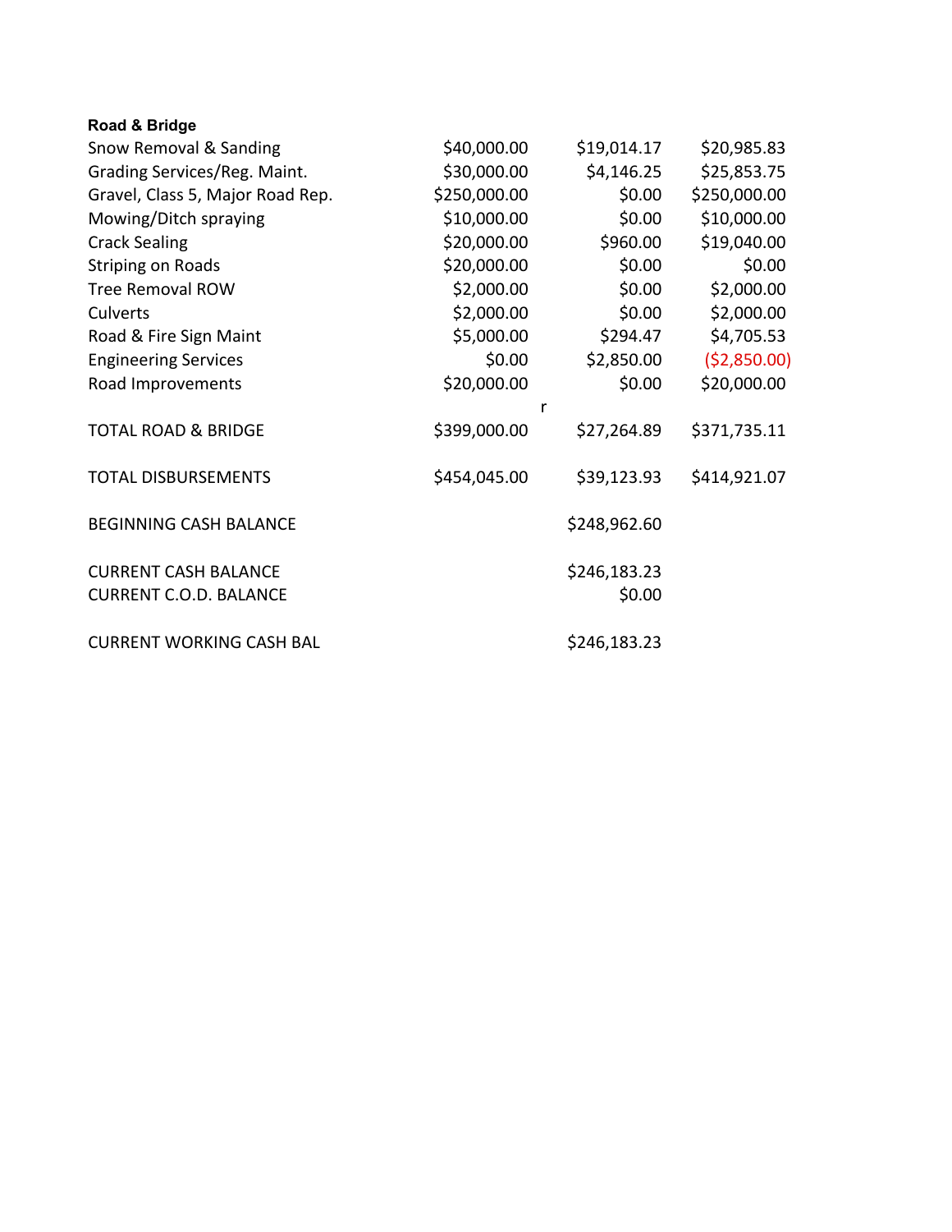**Road & Bridge**

| | | | |
|---|---|---|---|
| Snow Removal & Sanding | $40,000.00 | $19,014.17 | $20,985.83 |
| Grading Services/Reg. Maint. | $30,000.00 | $4,146.25 | $25,853.75 |
| Gravel, Class 5, Major Road Rep. | $250,000.00 | $0.00 | $250,000.00 |
| Mowing/Ditch spraying | $10,000.00 | $0.00 | $10,000.00 |
| Crack Sealing | $20,000.00 | $960.00 | $19,040.00 |
| Striping on Roads | $20,000.00 | $0.00 | $0.00 |
| Tree Removal ROW | $2,000.00 | $0.00 | $2,000.00 |
| Culverts | $2,000.00 | $0.00 | $2,000.00 |
| Road & Fire Sign Maint | $5,000.00 | $294.47 | $4,705.53 |
| Engineering Services | $0.00 | $2,850.00 | ($2,850.00) |
| Road Improvements | $20,000.00 | $0.00 | $20,000.00 |
| | r | | |
| TOTAL ROAD & BRIDGE | $399,000.00 | $27,264.89 | $371,735.11 |
| | | | |
| TOTAL DISBURSEMENTS | $454,045.00 | $39,123.93 | $414,921.07 |
| | | | |
| BEGINNING CASH BALANCE | | $248,962.60 | |
| | | | |
| CURRENT CASH BALANCE | | $246,183.23 | |
| CURRENT C.O.D. BALANCE | | $0.00 | |
| | | | |
| CURRENT WORKING CASH BAL | | $246,183.23 | |